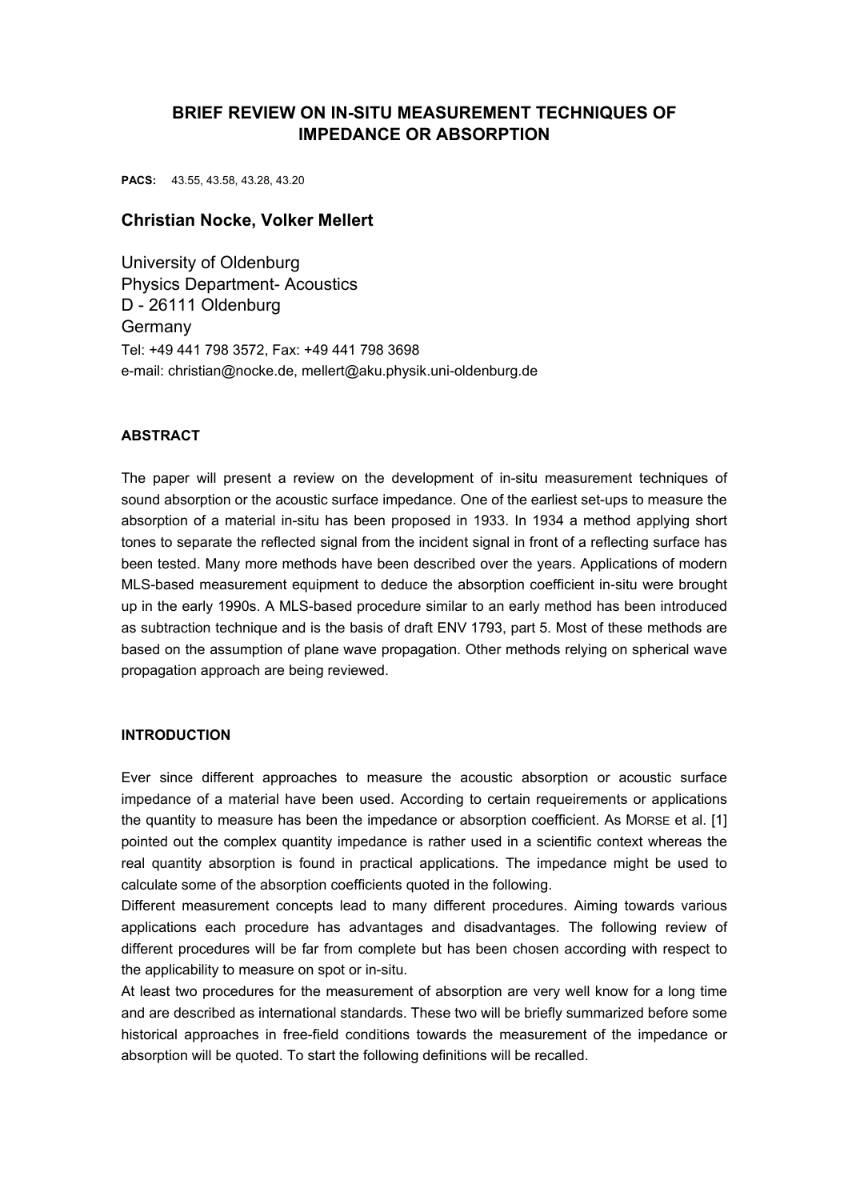# BRIEF REVIEW ON IN-SITU MEASUREMENT TECHNIQUES OF IMPEDANCE OR ABSORPTION

**PACS:** 43.55, 43.58, 43.28, 43.20

## Christian Nocke, Volker Mellert

University of Oldenburg
Physics Department- Acoustics
D - 26111 Oldenburg
Germany
Tel: +49 441 798 3572, Fax: +49 441 798 3698
e-mail: christian@nocke.de, mellert@aku.physik.uni-oldenburg.de

### ABSTRACT

The paper will present a review on the development of in-situ measurement techniques of sound absorption or the acoustic surface impedance. One of the earliest set-ups to measure the absorption of a material in-situ has been proposed in 1933. In 1934 a method applying short tones to separate the reflected signal from the incident signal in front of a reflecting surface has been tested. Many more methods have been described over the years. Applications of modern MLS-based measurement equipment to deduce the absorption coefficient in-situ were brought up in the early 1990s. A MLS-based procedure similar to an early method has been introduced as subtraction technique and is the basis of draft ENV 1793, part 5. Most of these methods are based on the assumption of plane wave propagation. Other methods relying on spherical wave propagation approach are being reviewed.

### INTRODUCTION

Ever since different approaches to measure the acoustic absorption or acoustic surface impedance of a material have been used. According to certain requeirements or applications the quantity to measure has been the impedance or absorption coefficient. As MORSE et al. [1] pointed out the complex quantity impedance is rather used in a scientific context whereas the real quantity absorption is found in practical applications. The impedance might be used to calculate some of the absorption coefficients quoted in the following.

Different measurement concepts lead to many different procedures. Aiming towards various applications each procedure has advantages and disadvantages. The following review of different procedures will be far from complete but has been chosen according with respect to the applicability to measure on spot or in-situ.

At least two procedures for the measurement of absorption are very well know for a long time and are described as international standards. These two will be briefly summarized before some historical approaches in free-field conditions towards the measurement of the impedance or absorption will be quoted. To start the following definitions will be recalled.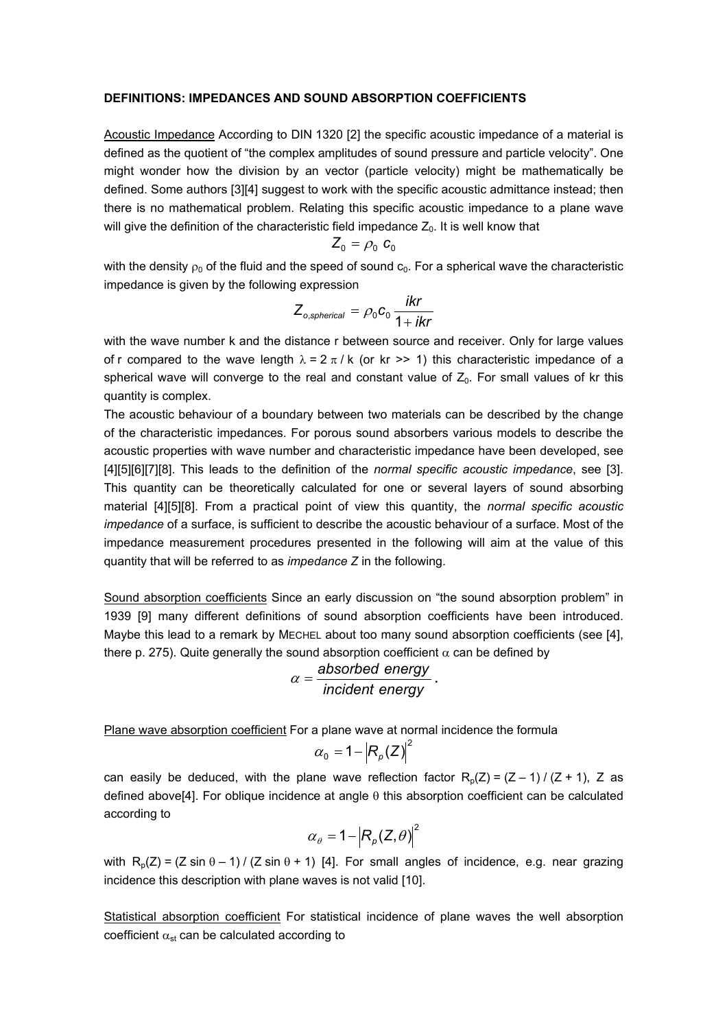**DEFINITIONS: IMPEDANCES AND SOUND ABSORPTION COEFFICIENTS**

Acoustic Impedance According to DIN 1320 [2] the specific acoustic impedance of a material is defined as the quotient of "the complex amplitudes of sound pressure and particle velocity". One might wonder how the division by an vector (particle velocity) might be mathematically be defined. Some authors [3][4] suggest to work with the specific acoustic admittance instead; then there is no mathematical problem. Relating this specific acoustic impedance to a plane wave will give the definition of the characteristic field impedance $Z_0$. It is well know that

$$Z_0 = \rho_0 \; c_0$$

with the density $\rho_0$ of the fluid and the speed of sound $c_0$. For a spherical wave the characteristic impedance is given by the following expression

$$Z_{o,spherical} = \rho_0 c_0 \frac{ikr}{1+ikr}$$

with the wave number k and the distance r between source and receiver. Only for large values of r compared to the wave length $\lambda = 2\,\pi\,/\,k$ (or kr >> 1) this characteristic impedance of a spherical wave will converge to the real and constant value of $Z_0$. For small values of kr this quantity is complex.

The acoustic behaviour of a boundary between two materials can be described by the change of the characteristic impedances. For porous sound absorbers various models to describe the acoustic properties with wave number and characteristic impedance have been developed, see [4][5][6][7][8]. This leads to the definition of the *normal specific acoustic impedance*, see [3]. This quantity can be theoretically calculated for one or several layers of sound absorbing material [4][5][8]. From a practical point of view this quantity, the *normal specific acoustic impedance* of a surface, is sufficient to describe the acoustic behaviour of a surface. Most of the impedance measurement procedures presented in the following will aim at the value of this quantity that will be referred to as *impedance Z* in the following.

Sound absorption coefficients Since an early discussion on "the sound absorption problem" in 1939 [9] many different definitions of sound absorption coefficients have been introduced. Maybe this lead to a remark by MECHEL about too many sound absorption coefficients (see [4], there p. 275). Quite generally the sound absorption coefficient $\alpha$ can be defined by

$$\alpha = \frac{absorbed\ energy}{incident\ energy}.$$

Plane wave absorption coefficient For a plane wave at normal incidence the formula

$$\alpha_0 = 1 - \left| R_p(Z) \right|^2$$

can easily be deduced, with the plane wave reflection factor $R_p(Z) = (Z - 1) / (Z + 1)$, Z as defined above[4]. For oblique incidence at angle $\theta$ this absorption coefficient can be calculated according to

$$\alpha_\theta = 1 - \left| R_p(Z,\theta) \right|^2$$

with $R_p(Z) = (Z \sin\theta - 1) / (Z \sin\theta + 1)$ [4]. For small angles of incidence, e.g. near grazing incidence this description with plane waves is not valid [10].

Statistical absorption coefficient For statistical incidence of plane waves the well absorption coefficient $\alpha_{st}$ can be calculated according to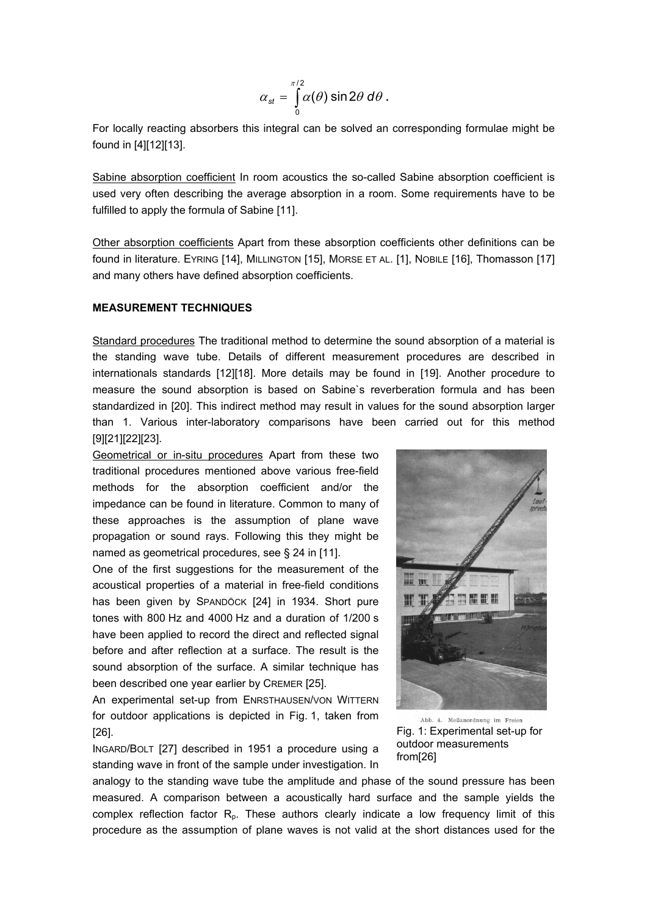$$\alpha_{st} = \int_{0}^{\pi/2} \alpha(\theta) \sin 2\theta \, d\theta \,.$$

For locally reacting absorbers this integral can be solved an corresponding formulae might be found in [4][12][13].

Sabine absorption coefficient In room acoustics the so-called Sabine absorption coefficient is used very often describing the average absorption in a room. Some requirements have to be fulfilled to apply the formula of Sabine [11].

Other absorption coefficients Apart from these absorption coefficients other definitions can be found in literature. EYRING [14], MILLINGTON [15], MORSE ET AL. [1], NOBILE [16], Thomasson [17] and many others have defined absorption coefficients.

**MEASUREMENT TECHNIQUES**

Standard procedures The traditional method to determine the sound absorption of a material is the standing wave tube. Details of different measurement procedures are described in internationals standards [12][18]. More details may be found in [19]. Another procedure to measure the sound absorption is based on Sabine`s reverberation formula and has been standardized in [20]. This indirect method may result in values for the sound absorption larger than 1. Various inter-laboratory comparisons have been carried out for this method [9][21][22][23].

Geometrical or in-situ procedures Apart from these two traditional procedures mentioned above various free-field methods for the absorption coefficient and/or the impedance can be found in literature. Common to many of these approaches is the assumption of plane wave propagation or sound rays. Following this they might be named as geometrical procedures, see § 24 in [11].

One of the first suggestions for the measurement of the acoustical properties of a material in free-field conditions has been given by SPANDÖCK [24] in 1934. Short pure tones with 800 Hz and 4000 Hz and a duration of 1/200 s have been applied to record the direct and reflected signal before and after reflection at a surface. The result is the sound absorption of the surface. A similar technique has been described one year earlier by CREMER [25].

An experimental set-up from ENRSTHAUSEN/VON WITTERN for outdoor applications is depicted in Fig. 1, taken from [26].

Abb. 4. Meßanordnung im Freien

Fig. 1: Experimental set-up for outdoor measurements from[26]

INGARD/BOLT [27] described in 1951 a procedure using a standing wave in front of the sample under investigation. In analogy to the standing wave tube the amplitude and phase of the sound pressure has been measured. A comparison between a acoustically hard surface and the sample yields the complex reflection factor $R_p$. These authors clearly indicate a low frequency limit of this procedure as the assumption of plane waves is not valid at the short distances used for the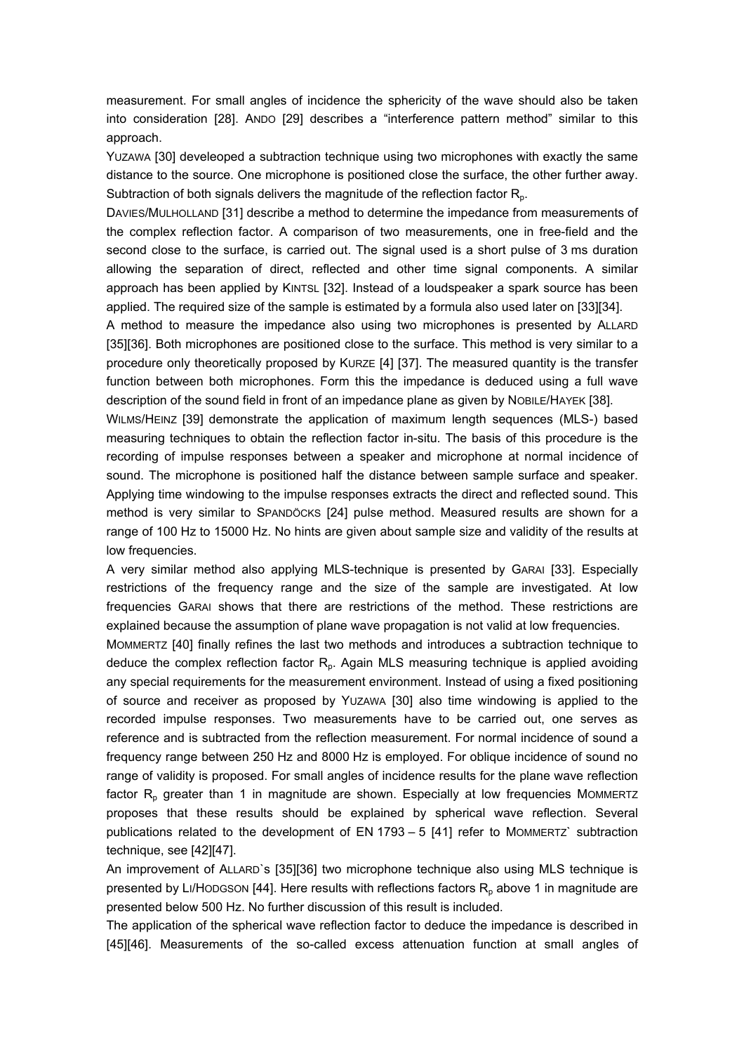measurement. For small angles of incidence the sphericity of the wave should also be taken into consideration [28]. ANDO [29] describes a "interference pattern method" similar to this approach.

YUZAWA [30] develeoped a subtraction technique using two microphones with exactly the same distance to the source. One microphone is positioned close the surface, the other further away. Subtraction of both signals delivers the magnitude of the reflection factor $R_p$.

DAVIES/MULHOLLAND [31] describe a method to determine the impedance from measurements of the complex reflection factor. A comparison of two measurements, one in free-field and the second close to the surface, is carried out. The signal used is a short pulse of 3 ms duration allowing the separation of direct, reflected and other time signal components. A similar approach has been applied by KINTSL [32]. Instead of a loudspeaker a spark source has been applied. The required size of the sample is estimated by a formula also used later on [33][34].

A method to measure the impedance also using two microphones is presented by ALLARD [35][36]. Both microphones are positioned close to the surface. This method is very similar to a procedure only theoretically proposed by KURZE [4] [37]. The measured quantity is the transfer function between both microphones. Form this the impedance is deduced using a full wave description of the sound field in front of an impedance plane as given by NOBILE/HAYEK [38].

WILMS/HEINZ [39] demonstrate the application of maximum length sequences (MLS-) based measuring techniques to obtain the reflection factor in-situ. The basis of this procedure is the recording of impulse responses between a speaker and microphone at normal incidence of sound. The microphone is positioned half the distance between sample surface and speaker. Applying time windowing to the impulse responses extracts the direct and reflected sound. This method is very similar to SPANDÖCKS [24] pulse method. Measured results are shown for a range of 100 Hz to 15000 Hz. No hints are given about sample size and validity of the results at low frequencies.

A very similar method also applying MLS-technique is presented by GARAI [33]. Especially restrictions of the frequency range and the size of the sample are investigated. At low frequencies GARAI shows that there are restrictions of the method. These restrictions are explained because the assumption of plane wave propagation is not valid at low frequencies.

MOMMERTZ [40] finally refines the last two methods and introduces a subtraction technique to deduce the complex reflection factor $R_p$. Again MLS measuring technique is applied avoiding any special requirements for the measurement environment. Instead of using a fixed positioning of source and receiver as proposed by YUZAWA [30] also time windowing is applied to the recorded impulse responses. Two measurements have to be carried out, one serves as reference and is subtracted from the reflection measurement. For normal incidence of sound a frequency range between 250 Hz and 8000 Hz is employed. For oblique incidence of sound no range of validity is proposed. For small angles of incidence results for the plane wave reflection factor $R_p$ greater than 1 in magnitude are shown. Especially at low frequencies MOMMERTZ proposes that these results should be explained by spherical wave reflection. Several publications related to the development of EN 1793 – 5 [41] refer to MOMMERTZ` subtraction technique, see [42][47].

An improvement of ALLARD`s [35][36] two microphone technique also using MLS technique is presented by LI/HODGSON [44]. Here results with reflections factors $R_p$ above 1 in magnitude are presented below 500 Hz. No further discussion of this result is included.

The application of the spherical wave reflection factor to deduce the impedance is described in [45][46]. Measurements of the so-called excess attenuation function at small angles of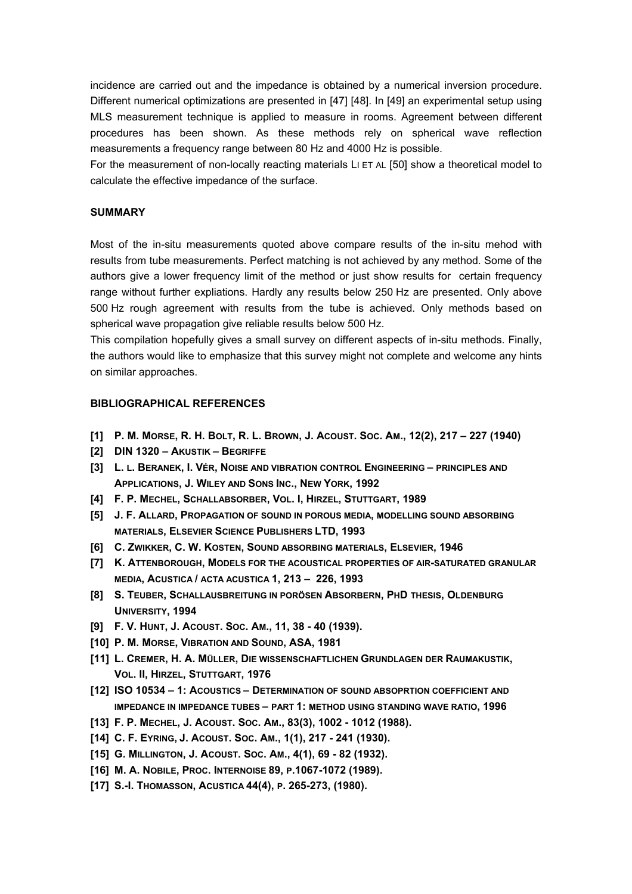incidence are carried out and the impedance is obtained by a numerical inversion procedure. Different numerical optimizations are presented in [47] [48]. In [49] an experimental setup using MLS measurement technique is applied to measure in rooms. Agreement between different procedures has been shown. As these methods rely on spherical wave reflection measurements a frequency range between 80 Hz and 4000 Hz is possible.

For the measurement of non-locally reacting materials LI ET AL [50] show a theoretical model to calculate the effective impedance of the surface.

## SUMMARY

Most of the in-situ measurements quoted above compare results of the in-situ mehod with results from tube measurements. Perfect matching is not achieved by any method. Some of the authors give a lower frequency limit of the method or just show results for certain frequency range without further expliations. Hardly any results below 250 Hz are presented. Only above 500 Hz rough agreement with results from the tube is achieved. Only methods based on spherical wave propagation give reliable results below 500 Hz.

This compilation hopefully gives a small survey on different aspects of in-situ methods. Finally, the authors would like to emphasize that this survey might not complete and welcome any hints on similar approaches.

## BIBLIOGRAPHICAL REFERENCES

**[1] P. M. MORSE, R. H. BOLT, R. L. BROWN, J. ACOUST. SOC. AM., 12(2), 217 – 227 (1940)**

**[2] DIN 1320 – AKUSTIK – BEGRIFFE**

**[3] L. L. BERANEK, I. VÉR, NOISE AND VIBRATION CONTROL ENGINEERING – PRINCIPLES AND APPLICATIONS, J. WILEY AND SONS INC., NEW YORK, 1992**

**[4] F. P. MECHEL, SCHALLABSORBER, VOL. I, HIRZEL, STUTTGART, 1989**

**[5] J. F. ALLARD, PROPAGATION OF SOUND IN POROUS MEDIA, MODELLING SOUND ABSORBING MATERIALS, ELSEVIER SCIENCE PUBLISHERS LTD, 1993**

**[6] C. ZWIKKER, C. W. KOSTEN, SOUND ABSORBING MATERIALS, ELSEVIER, 1946**

**[7] K. ATTENBOROUGH, MODELS FOR THE ACOUSTICAL PROPERTIES OF AIR-SATURATED GRANULAR MEDIA, ACUSTICA / ACTA ACUSTICA 1, 213 – 226, 1993**

**[8] S. TEUBER, SCHALLAUSBREITUNG IN PORÖSEN ABSORBERN, PHD THESIS, OLDENBURG UNIVERSITY, 1994**

**[9] F. V. HUNT, J. ACOUST. SOC. AM., 11, 38 - 40 (1939).**

**[10] P. M. MORSE, VIBRATION AND SOUND, ASA, 1981**

**[11] L. CREMER, H. A. MÜLLER, DIE WISSENSCHAFTLICHEN GRUNDLAGEN DER RAUMAKUSTIK, VOL. II, HIRZEL, STUTTGART, 1976**

**[12] ISO 10534 – 1: ACOUSTICS – DETERMINATION OF SOUND ABSOPRTION COEFFICIENT AND IMPEDANCE IN IMPEDANCE TUBES – PART 1: METHOD USING STANDING WAVE RATIO, 1996**

**[13] F. P. MECHEL, J. ACOUST. SOC. AM., 83(3), 1002 - 1012 (1988).**

**[14] C. F. EYRING, J. ACOUST. SOC. AM., 1(1), 217 - 241 (1930).**

**[15] G. MILLINGTON, J. ACOUST. SOC. AM., 4(1), 69 - 82 (1932).**

**[16] M. A. NOBILE, PROC. INTERNOISE 89, P.1067-1072 (1989).**

**[17] S.-I. THOMASSON, ACUSTICA 44(4), P. 265-273, (1980).**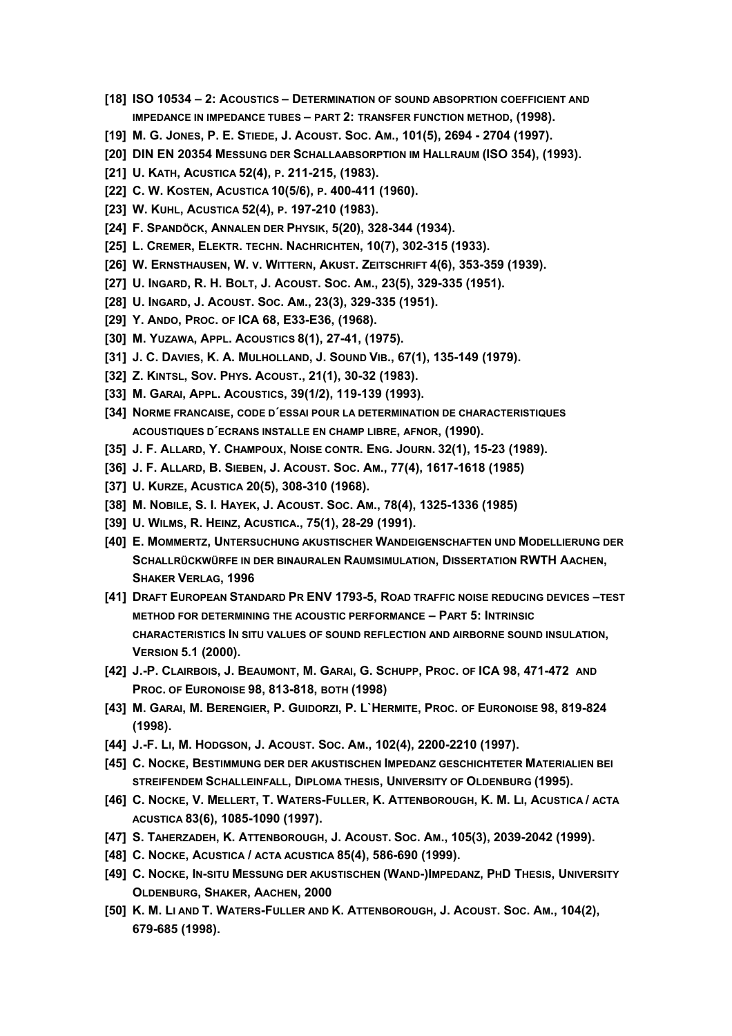[18] ISO 10534 – 2: Acoustics – Determination of sound absoprtion coefficient and impedance in impedance tubes – part 2: transfer function method, (1998).

[19] M. G. Jones, P. E. Stiede, J. Acoust. Soc. Am., 101(5), 2694 - 2704 (1997).

[20] DIN EN 20354 Messung der Schallaabsorption im Hallraum (ISO 354), (1993).

[21] U. Kath, Acustica 52(4), p. 211-215, (1983).

[22] C. W. Kosten, Acustica 10(5/6), p. 400-411 (1960).

[23] W. Kuhl, Acustica 52(4), p. 197-210 (1983).

[24] F. Spandöck, Annalen der Physik, 5(20), 328-344 (1934).

[25] L. Cremer, Elektr. techn. Nachrichten, 10(7), 302-315 (1933).

[26] W. Ernsthausen, W. v. Wittern, Akust. Zeitschrift 4(6), 353-359 (1939).

[27] U. Ingard, R. H. Bolt, J. Acoust. Soc. Am., 23(5), 329-335 (1951).

[28] U. Ingard, J. Acoust. Soc. Am., 23(3), 329-335 (1951).

[29] Y. Ando, Proc. of ICA 68, E33-E36, (1968).

[30] M. Yuzawa, Appl. Acoustics 8(1), 27-41, (1975).

[31] J. C. Davies, K. A. Mulholland, J. Sound Vib., 67(1), 135-149 (1979).

[32] Z. Kintsl, Sov. Phys. Acoust., 21(1), 30-32 (1983).

[33] M. Garai, Appl. Acoustics, 39(1/2), 119-139 (1993).

[34] Norme francaise, code d´essai pour la determination de characteristiques acoustiques d´ecrans installe en champ libre, afnor, (1990).

[35] J. F. Allard, Y. Champoux, Noise contr. Eng. Journ. 32(1), 15-23 (1989).

[36] J. F. Allard, B. Sieben, J. Acoust. Soc. Am., 77(4), 1617-1618 (1985)

[37] U. Kurze, Acustica 20(5), 308-310 (1968).

[38] M. Nobile, S. I. Hayek, J. Acoust. Soc. Am., 78(4), 1325-1336 (1985)

[39] U. Wilms, R. Heinz, Acustica., 75(1), 28-29 (1991).

[40] E. Mommertz, Untersuchung akustischer Wandeigenschaften und Modellierung der Schallrückwürfe in der binauralen Raumsimulation, Dissertation RWTH Aachen, Shaker Verlag, 1996

[41] Draft European Standard Pr ENV 1793-5, Road traffic noise reducing devices –test method for determining the acoustic performance – Part 5: Intrinsic characteristics In situ values of sound reflection and airborne sound insulation, Version 5.1 (2000).

[42] J.-P. Clairbois, J. Beaumont, M. Garai, G. Schupp, Proc. of ICA 98, 471-472 and Proc. of Euronoise 98, 813-818, both (1998)

[43] M. Garai, M. Berengier, P. Guidorzi, P. L`Hermite, Proc. of Euronoise 98, 819-824 (1998).

[44] J.-F. Li, M. Hodgson, J. Acoust. Soc. Am., 102(4), 2200-2210 (1997).

[45] C. Nocke, Bestimmung der der akustischen Impedanz geschichteter Materialien bei streifendem Schalleinfall, Diploma thesis, University of Oldenburg (1995).

[46] C. Nocke, V. Mellert, T. Waters-Fuller, K. Attenborough, K. M. Li, Acustica / acta acustica 83(6), 1085-1090 (1997).

[47] S. Taherzadeh, K. Attenborough, J. Acoust. Soc. Am., 105(3), 2039-2042 (1999).

[48] C. Nocke, Acustica / acta acustica 85(4), 586-690 (1999).

[49] C. Nocke, In-situ Messung der akustischen (Wand-)Impedanz, PhD Thesis, University Oldenburg, Shaker, Aachen, 2000

[50] K. M. Li and T. Waters-Fuller and K. Attenborough, J. Acoust. Soc. Am., 104(2), 679-685 (1998).